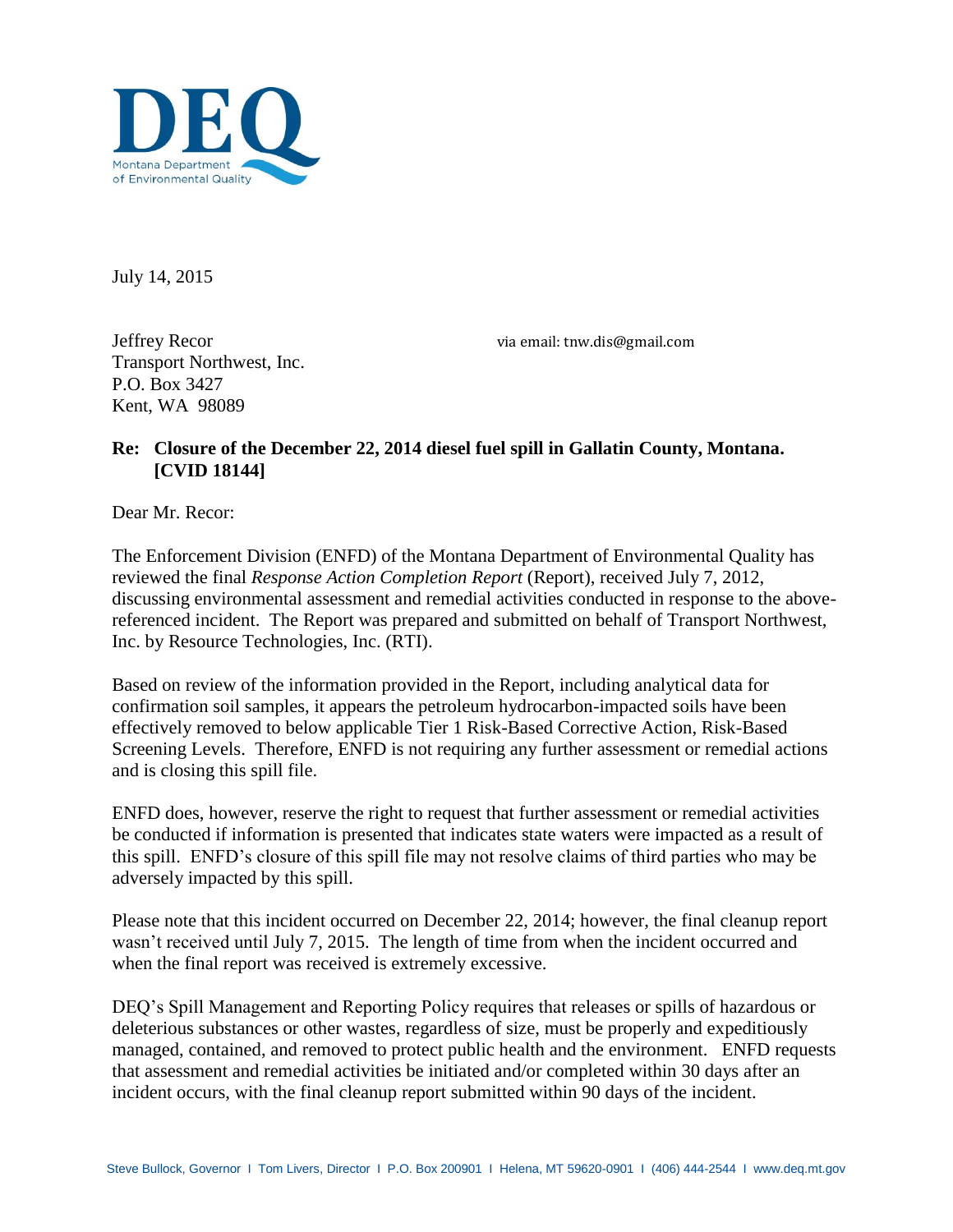DEQ

Montana Department of Environmental Quality

July 14, 2015

Jeffrey Recor
Transport Northwest, Inc.
P.O. Box 3427
Kent, WA 98089

via email: tnw.dis@gmail.com

**Re: Closure of the December 22, 2014 diesel fuel spill in Gallatin County, Montana. [CVID 18144]**

Dear Mr. Recor:

The Enforcement Division (ENFD) of the Montana Department of Environmental Quality has reviewed the final *Response Action Completion Report* (Report), received July 7, 2012, discussing environmental assessment and remedial activities conducted in response to the above-referenced incident. The Report was prepared and submitted on behalf of Transport Northwest, Inc. by Resource Technologies, Inc. (RTI).

Based on review of the information provided in the Report, including analytical data for confirmation soil samples, it appears the petroleum hydrocarbon-impacted soils have been effectively removed to below applicable Tier 1 Risk-Based Corrective Action, Risk-Based Screening Levels. Therefore, ENFD is not requiring any further assessment or remedial actions and is closing this spill file.

ENFD does, however, reserve the right to request that further assessment or remedial activities be conducted if information is presented that indicates state waters were impacted as a result of this spill. ENFD's closure of this spill file may not resolve claims of third parties who may be adversely impacted by this spill.

Please note that this incident occurred on December 22, 2014; however, the final cleanup report wasn't received until July 7, 2015. The length of time from when the incident occurred and when the final report was received is extremely excessive.

DEQ's Spill Management and Reporting Policy requires that releases or spills of hazardous or deleterious substances or other wastes, regardless of size, must be properly and expeditiously managed, contained, and removed to protect public health and the environment. ENFD requests that assessment and remedial activities be initiated and/or completed within 30 days after an incident occurs, with the final cleanup report submitted within 90 days of the incident.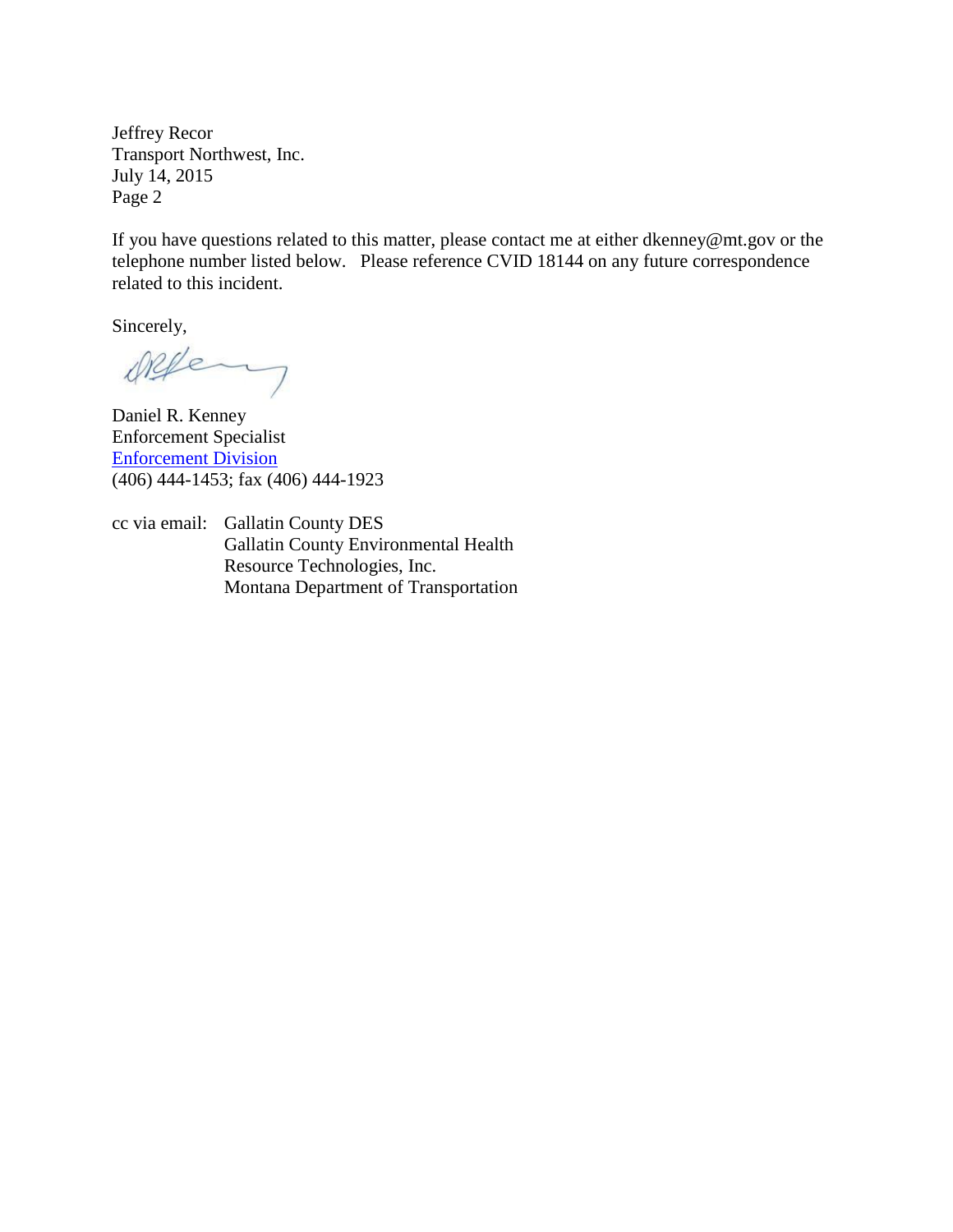Jeffrey Recor
Transport Northwest, Inc.
July 14, 2015
Page 2

If you have questions related to this matter, please contact me at either dkenney@mt.gov or the telephone number listed below. Please reference CVID 18144 on any future correspondence related to this incident.

Sincerely,

Daniel R. Kenney
Enforcement Specialist
Enforcement Division
(406) 444-1453; fax (406) 444-1923

cc via email: Gallatin County DES
Gallatin County Environmental Health
Resource Technologies, Inc.
Montana Department of Transportation